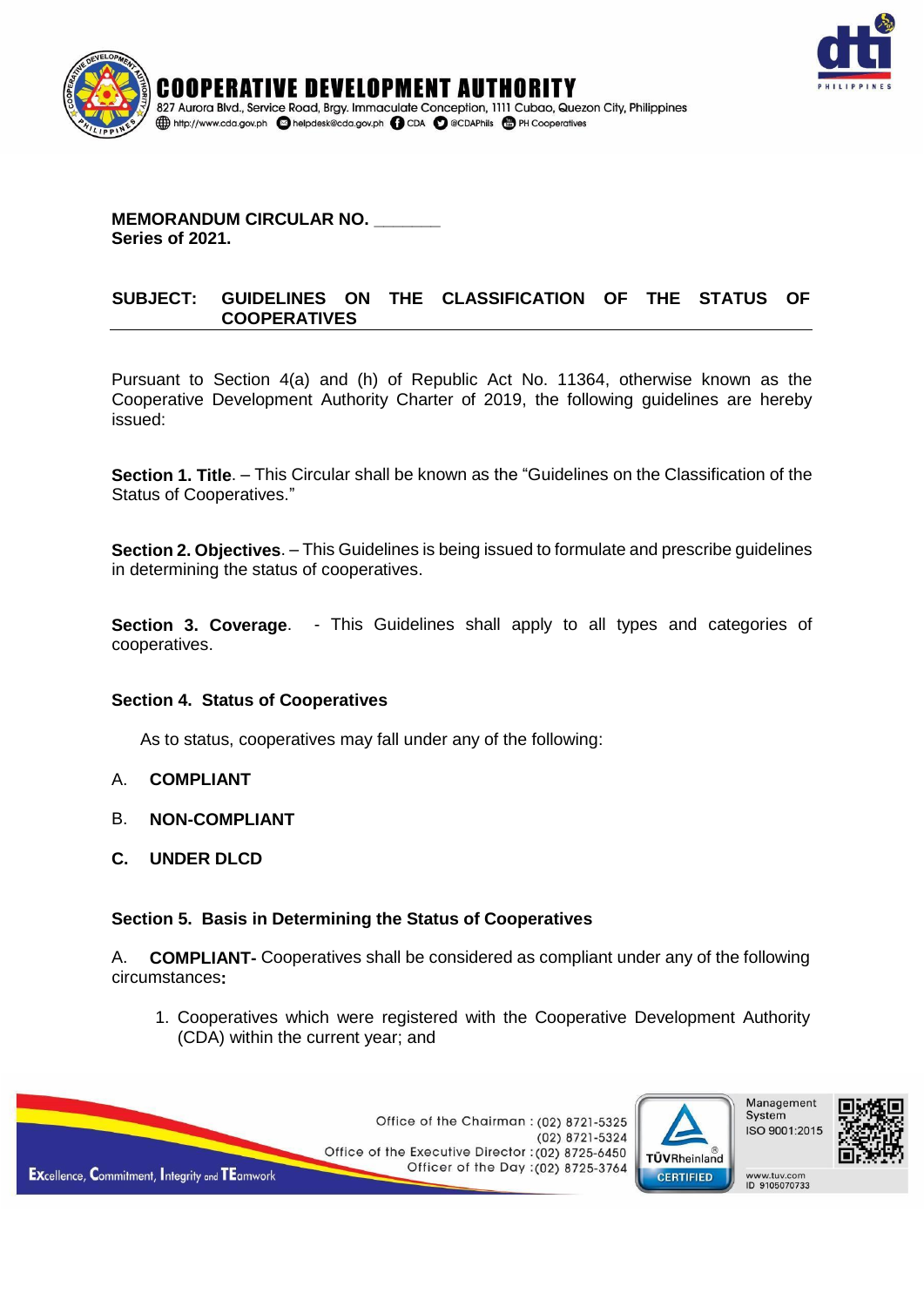**MEMORANDUM CIRCULAR NO. _______**
**Series of 2021.**

**SUBJECT: GUIDELINES ON THE CLASSIFICATION OF THE STATUS OF COOPERATIVES**

---

Pursuant to Section 4(a) and (h) of Republic Act No. 11364, otherwise known as the Cooperative Development Authority Charter of 2019, the following guidelines are hereby issued:

**Section 1. Title**. – This Circular shall be known as the "Guidelines on the Classification of the Status of Cooperatives."

**Section 2. Objectives**. – This Guidelines is being issued to formulate and prescribe guidelines in determining the status of cooperatives.

**Section 3. Coverage**. - This Guidelines shall apply to all types and categories of cooperatives.

**Section 4. Status of Cooperatives**

As to status, cooperatives may fall under any of the following:

A. **COMPLIANT**

B. **NON-COMPLIANT**

**C. UNDER DLCD**

**Section 5. Basis in Determining the Status of Cooperatives**

A. **COMPLIANT-** Cooperatives shall be considered as compliant under any of the following circumstances**:**

1. Cooperatives which were registered with the Cooperative Development Authority (CDA) within the current year; and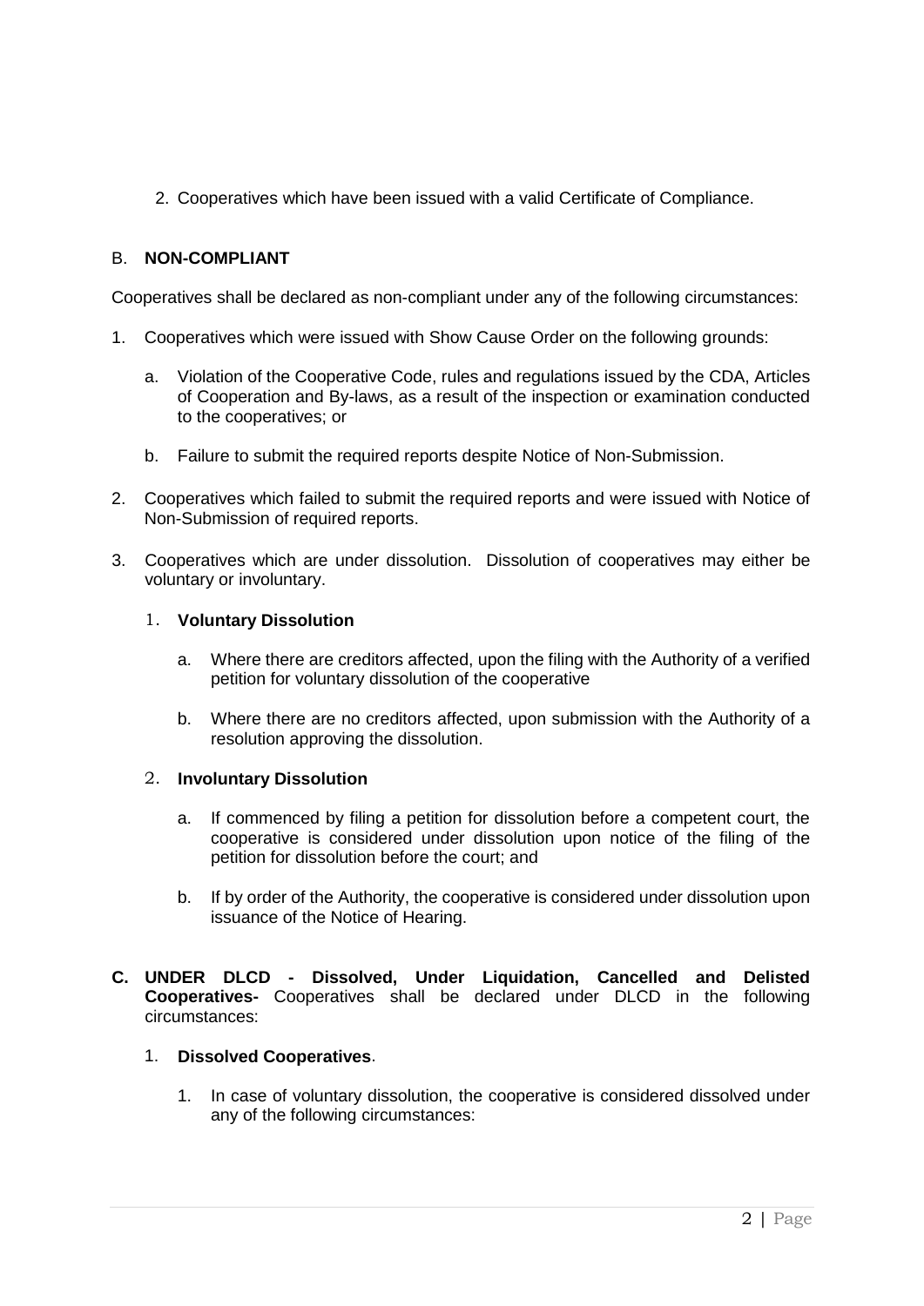2. Cooperatives which have been issued with a valid Certificate of Compliance.

B. **NON-COMPLIANT**

Cooperatives shall be declared as non-compliant under any of the following circumstances:

1. Cooperatives which were issued with Show Cause Order on the following grounds:

   a. Violation of the Cooperative Code, rules and regulations issued by the CDA, Articles of Cooperation and By-laws, as a result of the inspection or examination conducted to the cooperatives; or

   b. Failure to submit the required reports despite Notice of Non-Submission.

2. Cooperatives which failed to submit the required reports and were issued with Notice of Non-Submission of required reports.

3. Cooperatives which are under dissolution. Dissolution of cooperatives may either be voluntary or involuntary.

   1. **Voluntary Dissolution**

      a. Where there are creditors affected, upon the filing with the Authority of a verified petition for voluntary dissolution of the cooperative

      b. Where there are no creditors affected, upon submission with the Authority of a resolution approving the dissolution.

   2. **Involuntary Dissolution**

      a. If commenced by filing a petition for dissolution before a competent court, the cooperative is considered under dissolution upon notice of the filing of the petition for dissolution before the court; and

      b. If by order of the Authority, the cooperative is considered under dissolution upon issuance of the Notice of Hearing.

**C. UNDER DLCD - Dissolved, Under Liquidation, Cancelled and Delisted Cooperatives-** Cooperatives shall be declared under DLCD in the following circumstances:

1. **Dissolved Cooperatives**.

   1. In case of voluntary dissolution, the cooperative is considered dissolved under any of the following circumstances: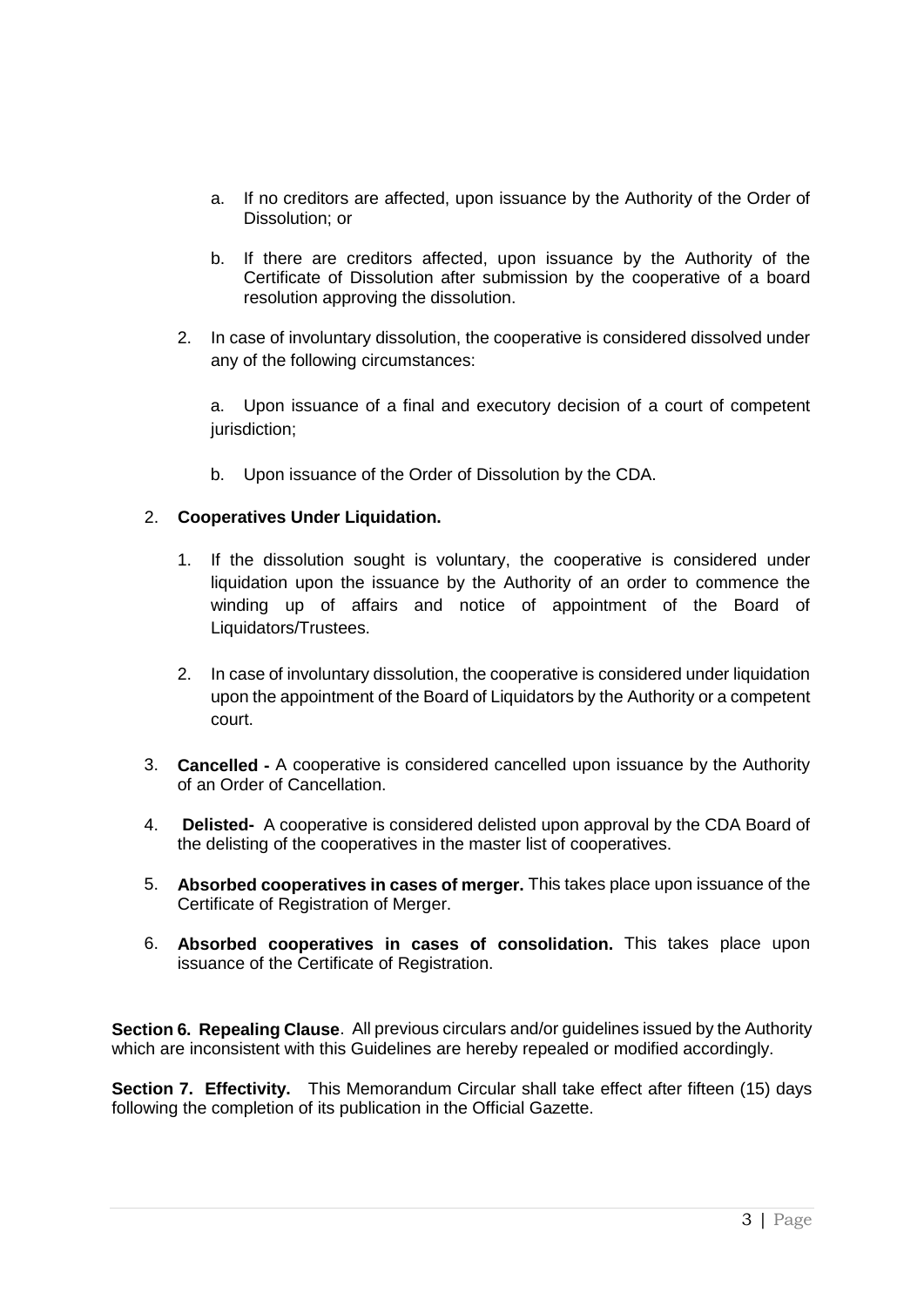a. If no creditors are affected, upon issuance by the Authority of the Order of Dissolution; or

   b. If there are creditors affected, upon issuance by the Authority of the Certificate of Dissolution after submission by the cooperative of a board resolution approving the dissolution.

2. In case of involuntary dissolution, the cooperative is considered dissolved under any of the following circumstances:

   a. Upon issuance of a final and executory decision of a court of competent jurisdiction;

   b. Upon issuance of the Order of Dissolution by the CDA.

2. **Cooperatives Under Liquidation.**

   1. If the dissolution sought is voluntary, the cooperative is considered under liquidation upon the issuance by the Authority of an order to commence the winding up of affairs and notice of appointment of the Board of Liquidators/Trustees.

   2. In case of involuntary dissolution, the cooperative is considered under liquidation upon the appointment of the Board of Liquidators by the Authority or a competent court.

3. **Cancelled -** A cooperative is considered cancelled upon issuance by the Authority of an Order of Cancellation.

4. **Delisted-** A cooperative is considered delisted upon approval by the CDA Board of the delisting of the cooperatives in the master list of cooperatives.

5. **Absorbed cooperatives in cases of merger.** This takes place upon issuance of the Certificate of Registration of Merger.

6. **Absorbed cooperatives in cases of consolidation.** This takes place upon issuance of the Certificate of Registration.

**Section 6. Repealing Clause**. All previous circulars and/or guidelines issued by the Authority which are inconsistent with this Guidelines are hereby repealed or modified accordingly.

**Section 7. Effectivity.** This Memorandum Circular shall take effect after fifteen (15) days following the completion of its publication in the Official Gazette.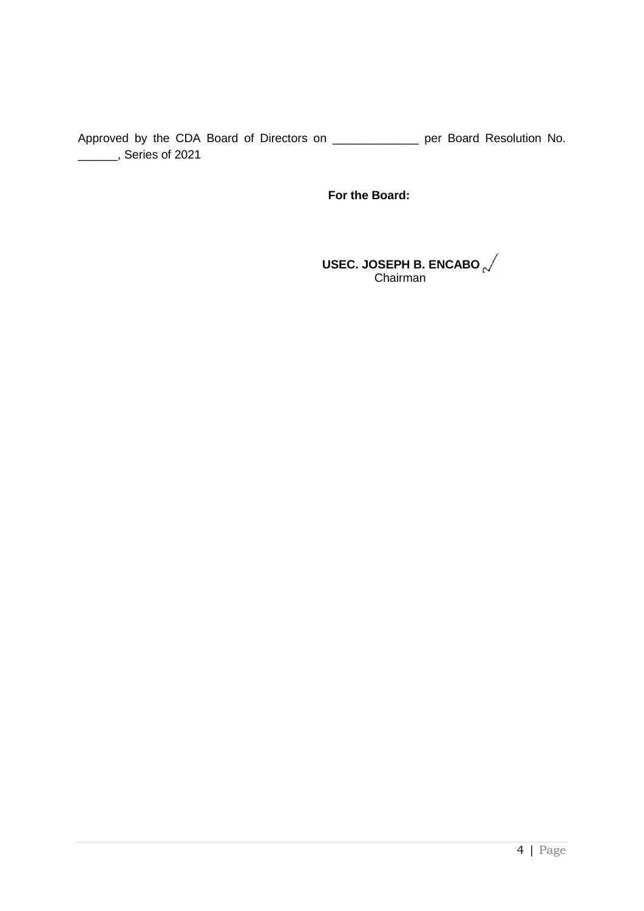Approved by the CDA Board of Directors on _____________ per Board Resolution No. ______, Series of 2021

**For the Board:**

**USEC. JOSEPH B. ENCABO**
Chairman